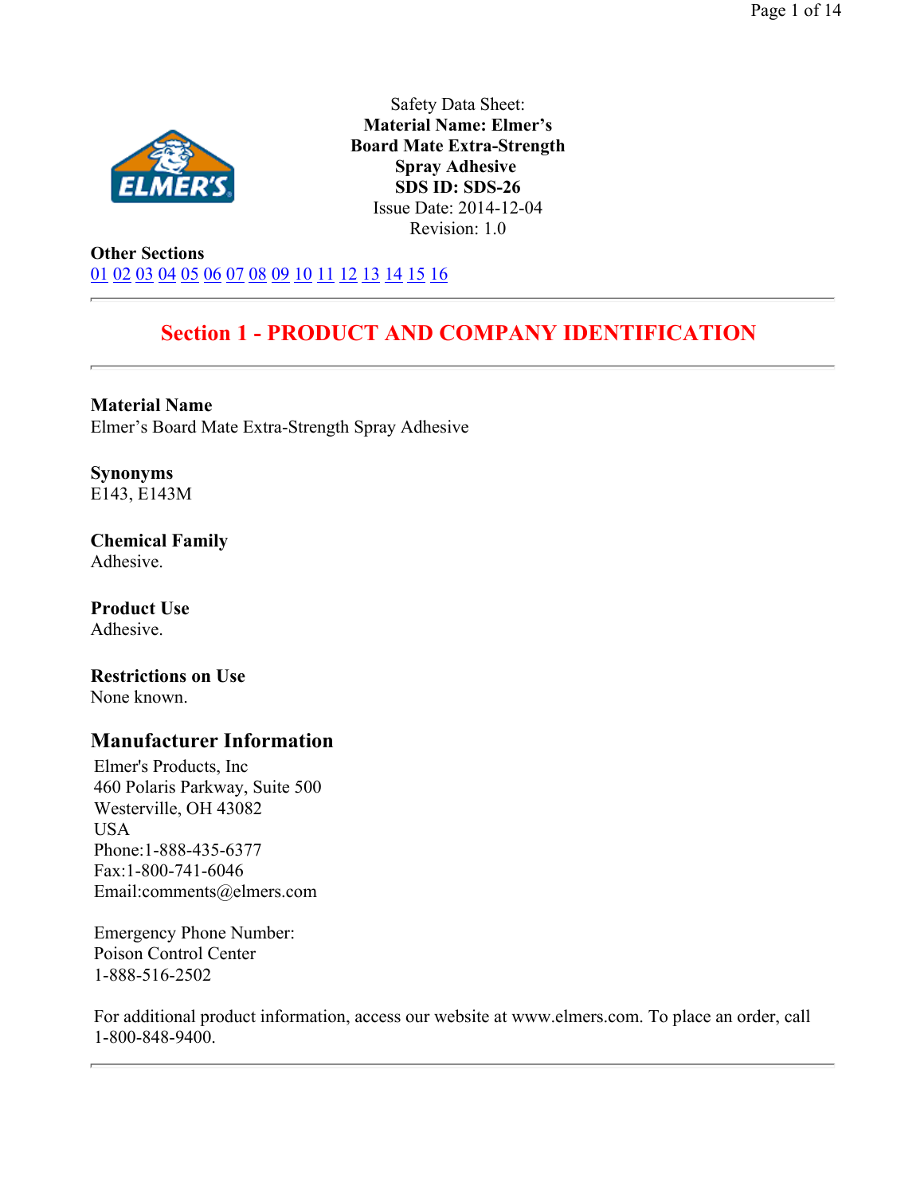Safety Data Sheet:
**Material Name: Elmer's Board Mate Extra-Strength Spray Adhesive**
**SDS ID: SDS-26**
Issue Date: 2014-12-04
Revision: 1.0

**Other Sections**
01 02 03 04 05 06 07 08 09 10 11 12 13 14 15 16

---

## Section 1 - PRODUCT AND COMPANY IDENTIFICATION

---

**Material Name**
Elmer's Board Mate Extra-Strength Spray Adhesive

**Synonyms**
E143, E143M

**Chemical Family**
Adhesive.

**Product Use**
Adhesive.

**Restrictions on Use**
None known.

### Manufacturer Information

Elmer's Products, Inc
460 Polaris Parkway, Suite 500
Westerville, OH 43082
USA
Phone:1-888-435-6377
Fax:1-800-741-6046
Email:comments@elmers.com

Emergency Phone Number:
Poison Control Center
1-888-516-2502

For additional product information, access our website at www.elmers.com. To place an order, call 1-800-848-9400.

---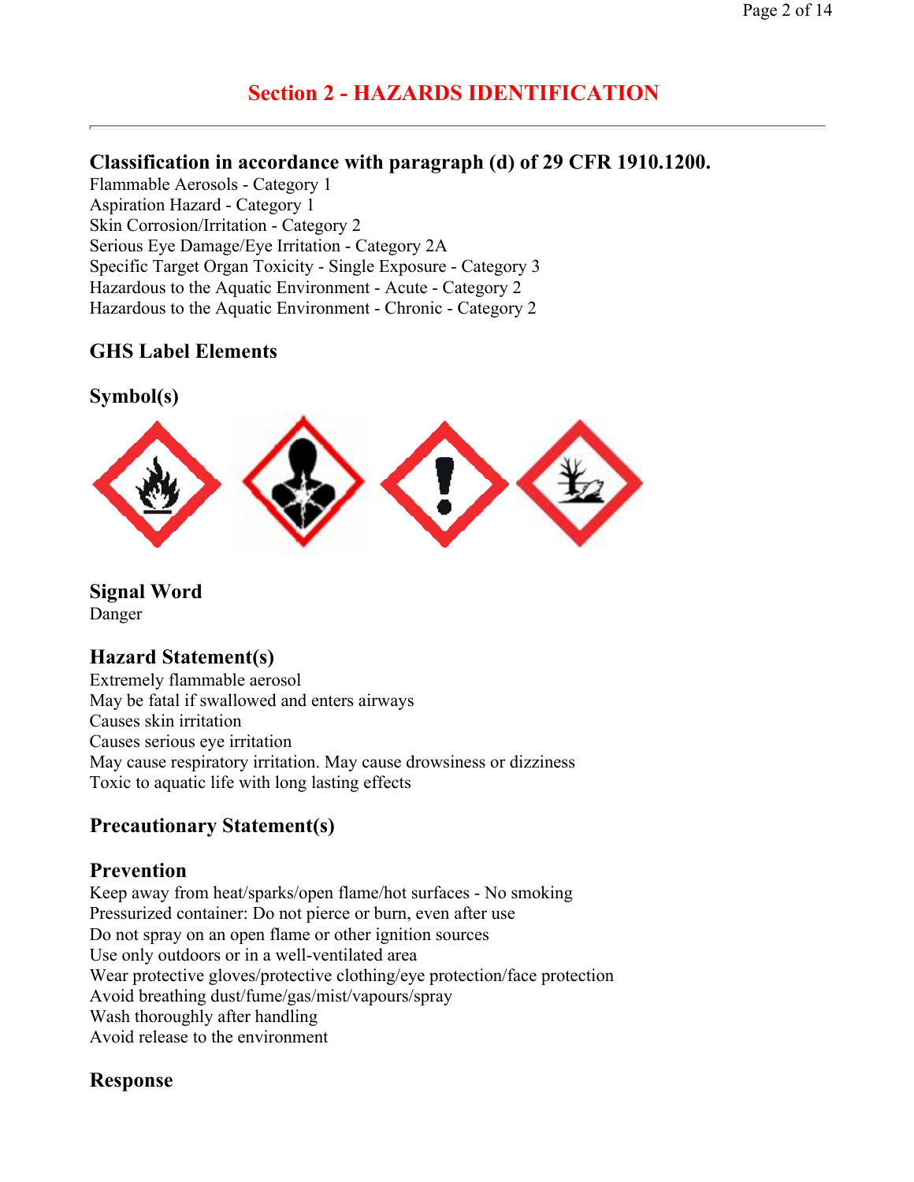# Section 2 - HAZARDS IDENTIFICATION

## Classification in accordance with paragraph (d) of 29 CFR 1910.1200.

Flammable Aerosols - Category 1
Aspiration Hazard - Category 1
Skin Corrosion/Irritation - Category 2
Serious Eye Damage/Eye Irritation - Category 2A
Specific Target Organ Toxicity - Single Exposure - Category 3
Hazardous to the Aquatic Environment - Acute - Category 2
Hazardous to the Aquatic Environment - Chronic - Category 2

### GHS Label Elements

### Symbol(s)

### Signal Word

Danger

### Hazard Statement(s)

Extremely flammable aerosol
May be fatal if swallowed and enters airways
Causes skin irritation
Causes serious eye irritation
May cause respiratory irritation. May cause drowsiness or dizziness
Toxic to aquatic life with long lasting effects

### Precautionary Statement(s)

### Prevention

Keep away from heat/sparks/open flame/hot surfaces - No smoking
Pressurized container: Do not pierce or burn, even after use
Do not spray on an open flame or other ignition sources
Use only outdoors or in a well-ventilated area
Wear protective gloves/protective clothing/eye protection/face protection
Avoid breathing dust/fume/gas/mist/vapours/spray
Wash thoroughly after handling
Avoid release to the environment

### Response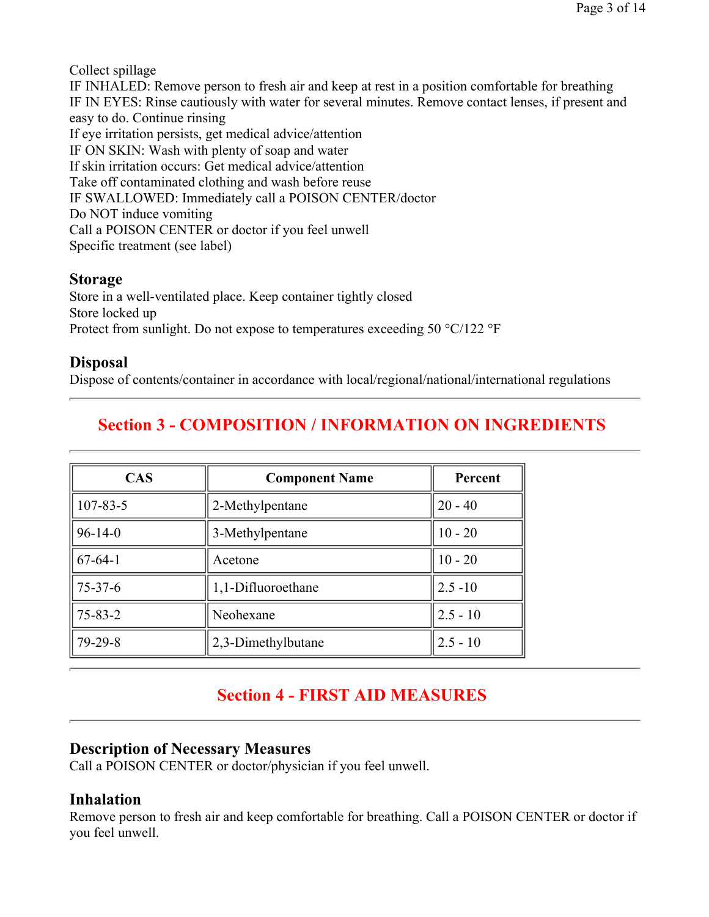Collect spillage
IF INHALED: Remove person to fresh air and keep at rest in a position comfortable for breathing
IF IN EYES: Rinse cautiously with water for several minutes. Remove contact lenses, if present and easy to do. Continue rinsing
If eye irritation persists, get medical advice/attention
IF ON SKIN: Wash with plenty of soap and water
If skin irritation occurs: Get medical advice/attention
Take off contaminated clothing and wash before reuse
IF SWALLOWED: Immediately call a POISON CENTER/doctor
Do NOT induce vomiting
Call a POISON CENTER or doctor if you feel unwell
Specific treatment (see label)

### Storage

Store in a well-ventilated place. Keep container tightly closed
Store locked up
Protect from sunlight. Do not expose to temperatures exceeding 50 °C/122 °F

### Disposal

Dispose of contents/container in accordance with local/regional/national/international regulations

---

## Section 3 - COMPOSITION / INFORMATION ON INGREDIENTS

---

| CAS | Component Name | Percent |
|---|---|---|
| 107-83-5 | 2-Methylpentane | 20 - 40 |
| 96-14-0 | 3-Methylpentane | 10 - 20 |
| 67-64-1 | Acetone | 10 - 20 |
| 75-37-6 | 1,1-Difluoroethane | 2.5 -10 |
| 75-83-2 | Neohexane | 2.5 - 10 |
| 79-29-8 | 2,3-Dimethylbutane | 2.5 - 10 |

---

## Section 4 - FIRST AID MEASURES

---

### Description of Necessary Measures

Call a POISON CENTER or doctor/physician if you feel unwell.

### Inhalation

Remove person to fresh air and keep comfortable for breathing. Call a POISON CENTER or doctor if you feel unwell.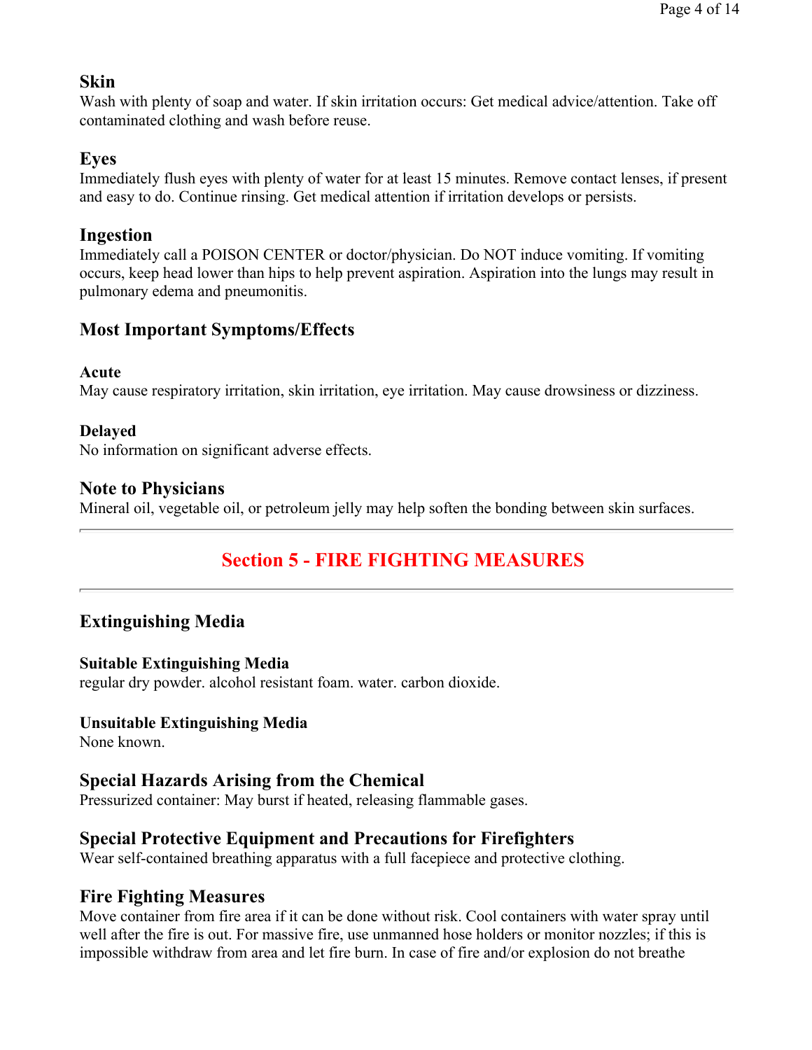### Skin

Wash with plenty of soap and water. If skin irritation occurs: Get medical advice/attention. Take off contaminated clothing and wash before reuse.

### Eyes

Immediately flush eyes with plenty of water for at least 15 minutes. Remove contact lenses, if present and easy to do. Continue rinsing. Get medical attention if irritation develops or persists.

### Ingestion

Immediately call a POISON CENTER or doctor/physician. Do NOT induce vomiting. If vomiting occurs, keep head lower than hips to help prevent aspiration. Aspiration into the lungs may result in pulmonary edema and pneumonitis.

### Most Important Symptoms/Effects

#### Acute

May cause respiratory irritation, skin irritation, eye irritation. May cause drowsiness or dizziness.

#### Delayed

No information on significant adverse effects.

### Note to Physicians

Mineral oil, vegetable oil, or petroleum jelly may help soften the bonding between skin surfaces.

---

## Section 5 - FIRE FIGHTING MEASURES

---

### Extinguishing Media

#### Suitable Extinguishing Media

regular dry powder. alcohol resistant foam. water. carbon dioxide.

#### Unsuitable Extinguishing Media

None known.

### Special Hazards Arising from the Chemical

Pressurized container: May burst if heated, releasing flammable gases.

### Special Protective Equipment and Precautions for Firefighters

Wear self-contained breathing apparatus with a full facepiece and protective clothing.

### Fire Fighting Measures

Move container from fire area if it can be done without risk. Cool containers with water spray until well after the fire is out. For massive fire, use unmanned hose holders or monitor nozzles; if this is impossible withdraw from area and let fire burn. In case of fire and/or explosion do not breathe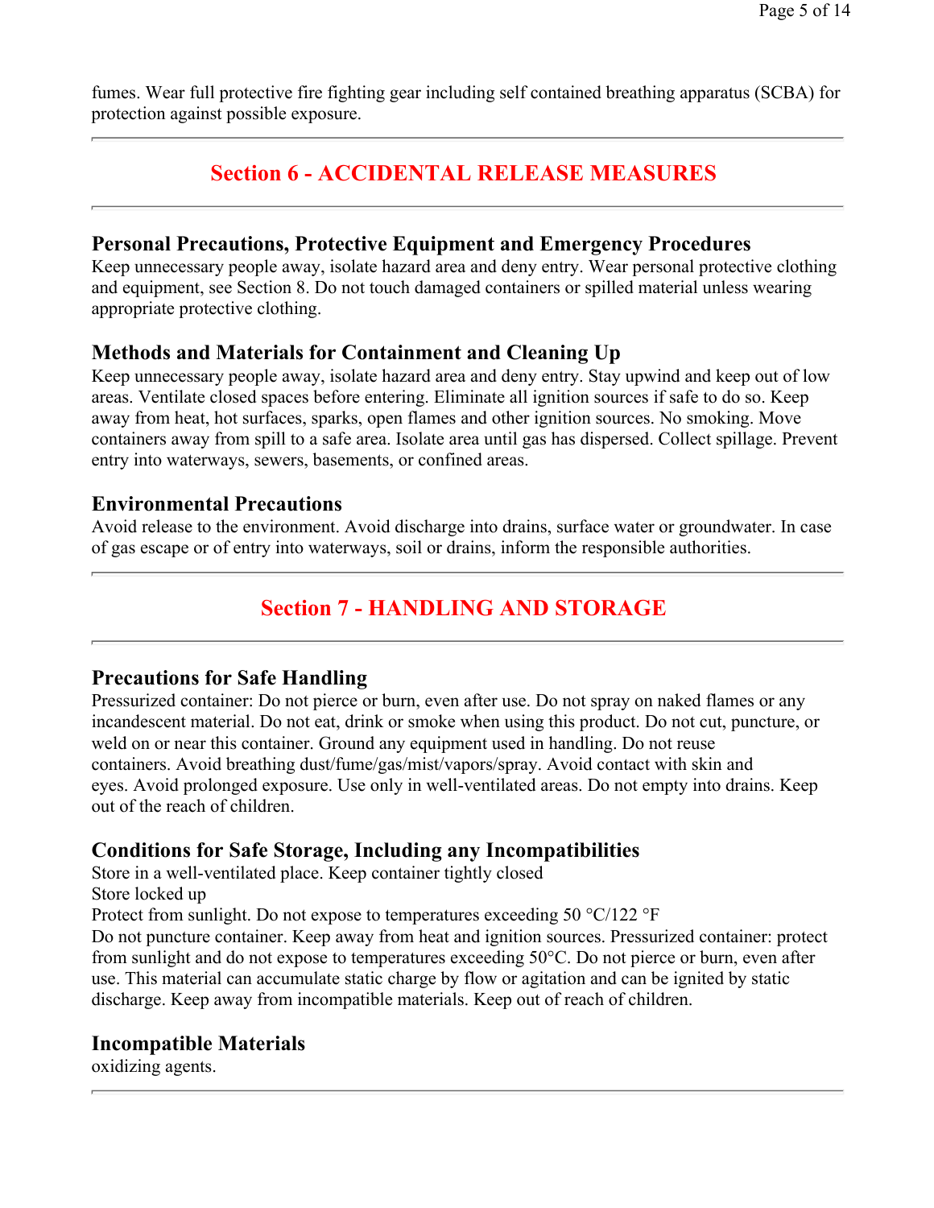fumes. Wear full protective fire fighting gear including self contained breathing apparatus (SCBA) for protection against possible exposure.

---

## Section 6 - ACCIDENTAL RELEASE MEASURES

---

### Personal Precautions, Protective Equipment and Emergency Procedures

Keep unnecessary people away, isolate hazard area and deny entry. Wear personal protective clothing and equipment, see Section 8. Do not touch damaged containers or spilled material unless wearing appropriate protective clothing.

### Methods and Materials for Containment and Cleaning Up

Keep unnecessary people away, isolate hazard area and deny entry. Stay upwind and keep out of low areas. Ventilate closed spaces before entering. Eliminate all ignition sources if safe to do so. Keep away from heat, hot surfaces, sparks, open flames and other ignition sources. No smoking. Move containers away from spill to a safe area. Isolate area until gas has dispersed. Collect spillage. Prevent entry into waterways, sewers, basements, or confined areas.

### Environmental Precautions

Avoid release to the environment. Avoid discharge into drains, surface water or groundwater. In case of gas escape or of entry into waterways, soil or drains, inform the responsible authorities.

---

## Section 7 - HANDLING AND STORAGE

---

### Precautions for Safe Handling

Pressurized container: Do not pierce or burn, even after use. Do not spray on naked flames or any incandescent material. Do not eat, drink or smoke when using this product. Do not cut, puncture, or weld on or near this container. Ground any equipment used in handling. Do not reuse containers. Avoid breathing dust/fume/gas/mist/vapors/spray. Avoid contact with skin and eyes. Avoid prolonged exposure. Use only in well-ventilated areas. Do not empty into drains. Keep out of the reach of children.

### Conditions for Safe Storage, Including any Incompatibilities

Store in a well-ventilated place. Keep container tightly closed
Store locked up
Protect from sunlight. Do not expose to temperatures exceeding 50 °C/122 °F
Do not puncture container. Keep away from heat and ignition sources. Pressurized container: protect from sunlight and do not expose to temperatures exceeding 50°C. Do not pierce or burn, even after use. This material can accumulate static charge by flow or agitation and can be ignited by static discharge. Keep away from incompatible materials. Keep out of reach of children.

### Incompatible Materials

oxidizing agents.

---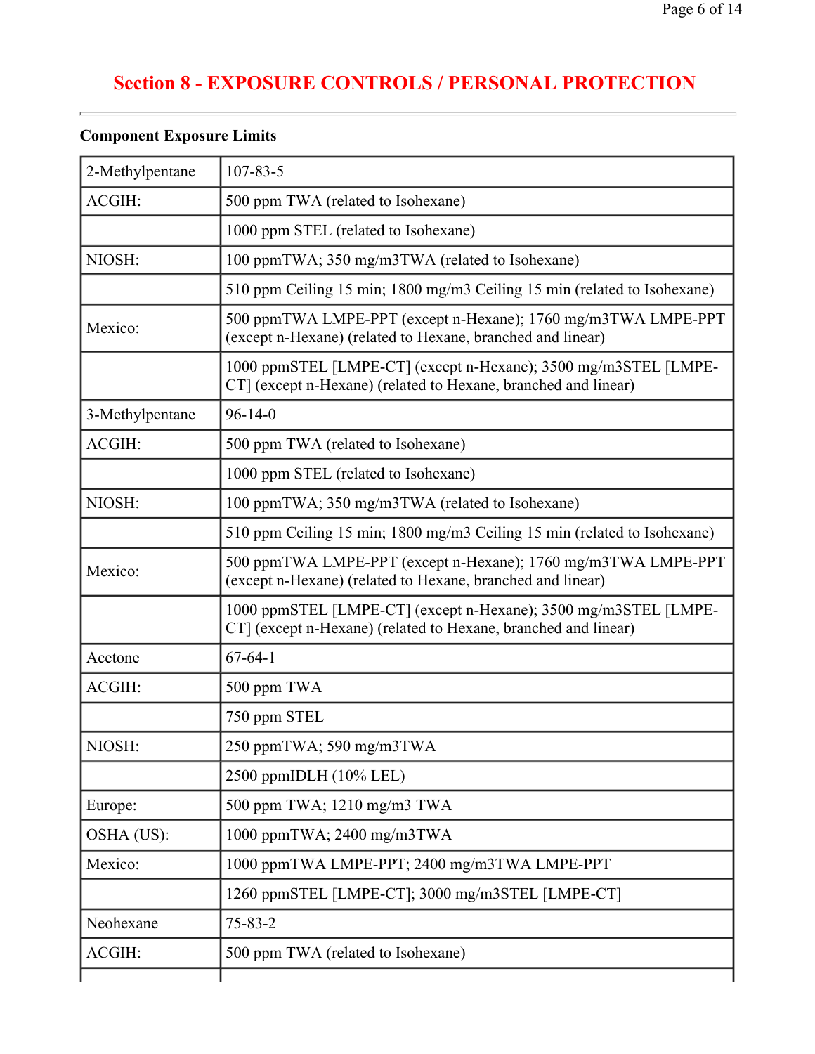## Section 8 - EXPOSURE CONTROLS / PERSONAL PROTECTION

**Component Exposure Limits**

| 2-Methylpentane | 107-83-5 |
|---|---|
| ACGIH: | 500 ppm TWA (related to Isohexane) |
| | 1000 ppm STEL (related to Isohexane) |
| NIOSH: | 100 ppmTWA; 350 mg/m3TWA (related to Isohexane) |
| | 510 ppm Ceiling 15 min; 1800 mg/m3 Ceiling 15 min (related to Isohexane) |
| Mexico: | 500 ppmTWA LMPE-PPT (except n-Hexane); 1760 mg/m3TWA LMPE-PPT (except n-Hexane) (related to Hexane, branched and linear) |
| | 1000 ppmSTEL [LMPE-CT] (except n-Hexane); 3500 mg/m3STEL [LMPE-CT] (except n-Hexane) (related to Hexane, branched and linear) |
| 3-Methylpentane | 96-14-0 |
| ACGIH: | 500 ppm TWA (related to Isohexane) |
| | 1000 ppm STEL (related to Isohexane) |
| NIOSH: | 100 ppmTWA; 350 mg/m3TWA (related to Isohexane) |
| | 510 ppm Ceiling 15 min; 1800 mg/m3 Ceiling 15 min (related to Isohexane) |
| Mexico: | 500 ppmTWA LMPE-PPT (except n-Hexane); 1760 mg/m3TWA LMPE-PPT (except n-Hexane) (related to Hexane, branched and linear) |
| | 1000 ppmSTEL [LMPE-CT] (except n-Hexane); 3500 mg/m3STEL [LMPE-CT] (except n-Hexane) (related to Hexane, branched and linear) |
| Acetone | 67-64-1 |
| ACGIH: | 500 ppm TWA |
| | 750 ppm STEL |
| NIOSH: | 250 ppmTWA; 590 mg/m3TWA |
| | 2500 ppmIDLH (10% LEL) |
| Europe: | 500 ppm TWA; 1210 mg/m3 TWA |
| OSHA (US): | 1000 ppmTWA; 2400 mg/m3TWA |
| Mexico: | 1000 ppmTWA LMPE-PPT; 2400 mg/m3TWA LMPE-PPT |
| | 1260 ppmSTEL [LMPE-CT]; 3000 mg/m3STEL [LMPE-CT] |
| Neohexane | 75-83-2 |
| ACGIH: | 500 ppm TWA (related to Isohexane) |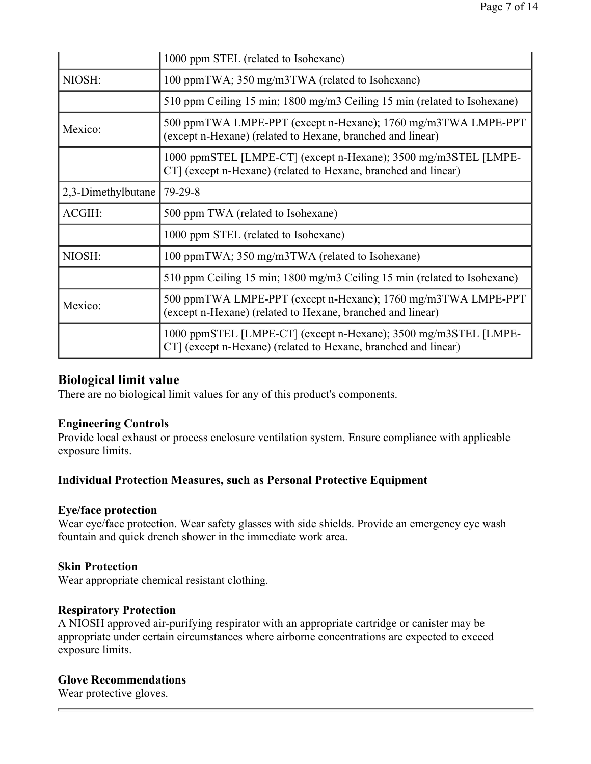| | |
|---|---|
| | 1000 ppm STEL (related to Isohexane) |
| NIOSH: | 100 ppmTWA; 350 mg/m3TWA (related to Isohexane) |
| | 510 ppm Ceiling 15 min; 1800 mg/m3 Ceiling 15 min (related to Isohexane) |
| Mexico: | 500 ppmTWA LMPE-PPT (except n-Hexane); 1760 mg/m3TWA LMPE-PPT (except n-Hexane) (related to Hexane, branched and linear) |
| | 1000 ppmSTEL [LMPE-CT] (except n-Hexane); 3500 mg/m3STEL [LMPE-CT] (except n-Hexane) (related to Hexane, branched and linear) |
| 2,3-Dimethylbutane | 79-29-8 |
| ACGIH: | 500 ppm TWA (related to Isohexane) |
| | 1000 ppm STEL (related to Isohexane) |
| NIOSH: | 100 ppmTWA; 350 mg/m3TWA (related to Isohexane) |
| | 510 ppm Ceiling 15 min; 1800 mg/m3 Ceiling 15 min (related to Isohexane) |
| Mexico: | 500 ppmTWA LMPE-PPT (except n-Hexane); 1760 mg/m3TWA LMPE-PPT (except n-Hexane) (related to Hexane, branched and linear) |
| | 1000 ppmSTEL [LMPE-CT] (except n-Hexane); 3500 mg/m3STEL [LMPE-CT] (except n-Hexane) (related to Hexane, branched and linear) |

## Biological limit value

There are no biological limit values for any of this product's components.

### Engineering Controls

Provide local exhaust or process enclosure ventilation system. Ensure compliance with applicable exposure limits.

### Individual Protection Measures, such as Personal Protective Equipment

### Eye/face protection

Wear eye/face protection. Wear safety glasses with side shields. Provide an emergency eye wash fountain and quick drench shower in the immediate work area.

### Skin Protection

Wear appropriate chemical resistant clothing.

### Respiratory Protection

A NIOSH approved air-purifying respirator with an appropriate cartridge or canister may be appropriate under certain circumstances where airborne concentrations are expected to exceed exposure limits.

### Glove Recommendations

Wear protective gloves.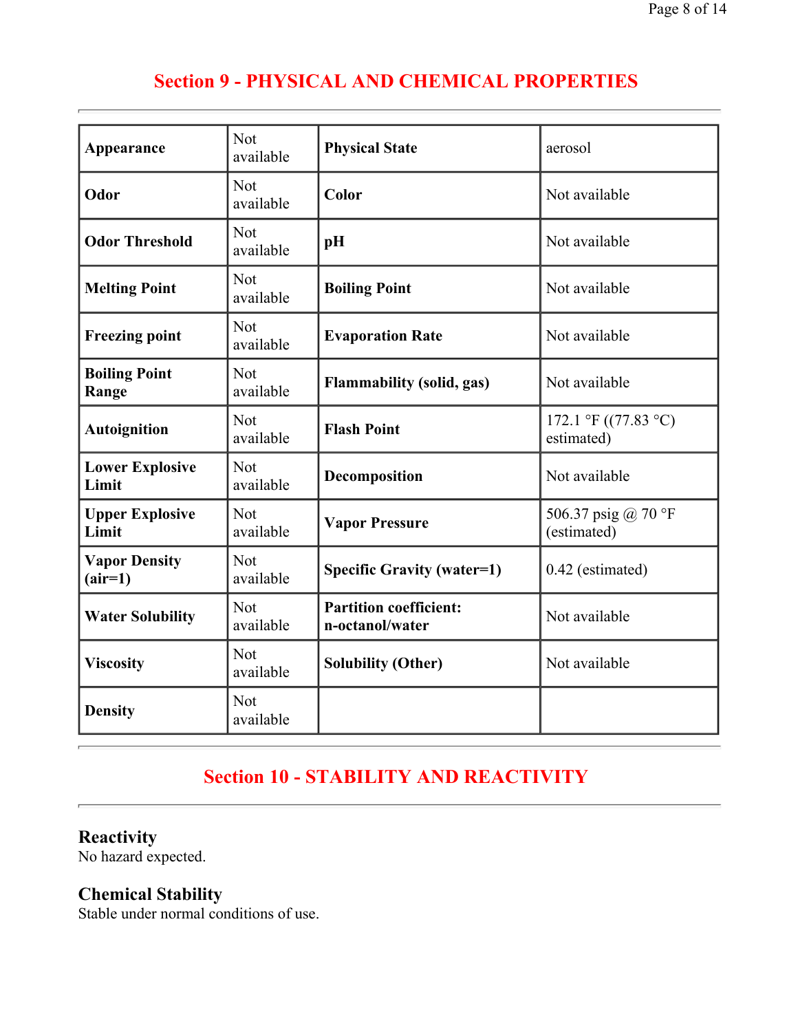## Section 9 - PHYSICAL AND CHEMICAL PROPERTIES

| | | | |
|---|---|---|---|
| **Appearance** | Not available | **Physical State** | aerosol |
| **Odor** | Not available | **Color** | Not available |
| **Odor Threshold** | Not available | **pH** | Not available |
| **Melting Point** | Not available | **Boiling Point** | Not available |
| **Freezing point** | Not available | **Evaporation Rate** | Not available |
| **Boiling Point Range** | Not available | **Flammability (solid, gas)** | Not available |
| **Autoignition** | Not available | **Flash Point** | 172.1 °F ((77.83 °C) estimated) |
| **Lower Explosive Limit** | Not available | **Decomposition** | Not available |
| **Upper Explosive Limit** | Not available | **Vapor Pressure** | 506.37 psig @ 70 °F (estimated) |
| **Vapor Density (air=1)** | Not available | **Specific Gravity (water=1)** | 0.42 (estimated) |
| **Water Solubility** | Not available | **Partition coefficient: n-octanol/water** | Not available |
| **Viscosity** | Not available | **Solubility (Other)** | Not available |
| **Density** | Not available | | |

## Section 10 - STABILITY AND REACTIVITY

### Reactivity
No hazard expected.

### Chemical Stability
Stable under normal conditions of use.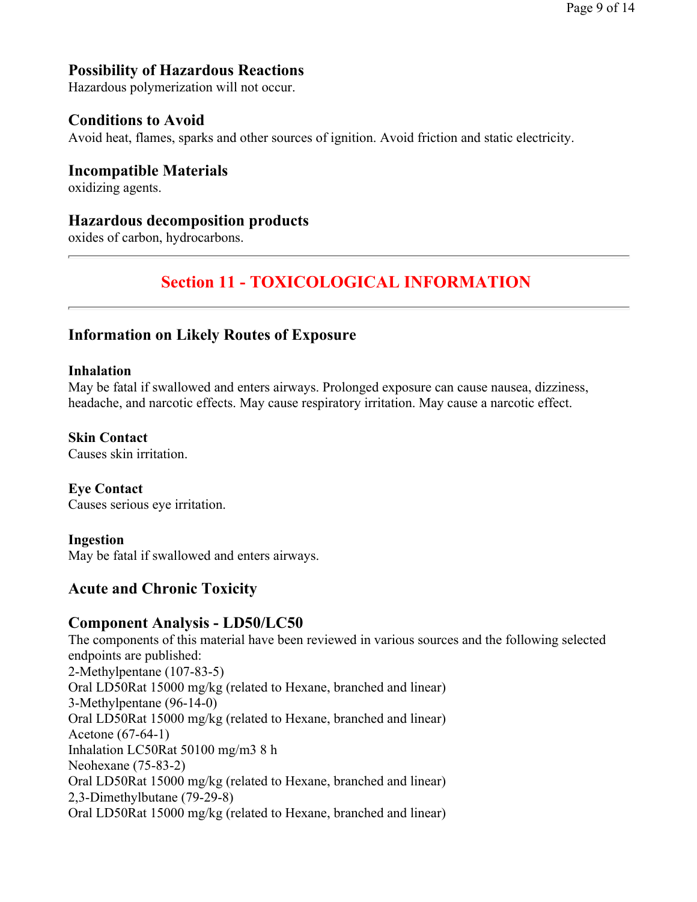### Possibility of Hazardous Reactions

Hazardous polymerization will not occur.

### Conditions to Avoid

Avoid heat, flames, sparks and other sources of ignition. Avoid friction and static electricity.

### Incompatible Materials

oxidizing agents.

### Hazardous decomposition products

oxides of carbon, hydrocarbons.

---

## Section 11 - TOXICOLOGICAL INFORMATION

---

### Information on Likely Routes of Exposure

**Inhalation**

May be fatal if swallowed and enters airways. Prolonged exposure can cause nausea, dizziness, headache, and narcotic effects. May cause respiratory irritation. May cause a narcotic effect.

**Skin Contact**

Causes skin irritation.

**Eye Contact**

Causes serious eye irritation.

**Ingestion**

May be fatal if swallowed and enters airways.

### Acute and Chronic Toxicity

### Component Analysis - LD50/LC50

The components of this material have been reviewed in various sources and the following selected endpoints are published:

2-Methylpentane (107-83-5)
Oral LD50Rat 15000 mg/kg (related to Hexane, branched and linear)
3-Methylpentane (96-14-0)
Oral LD50Rat 15000 mg/kg (related to Hexane, branched and linear)
Acetone (67-64-1)
Inhalation LC50Rat 50100 mg/m3 8 h
Neohexane (75-83-2)
Oral LD50Rat 15000 mg/kg (related to Hexane, branched and linear)
2,3-Dimethylbutane (79-29-8)
Oral LD50Rat 15000 mg/kg (related to Hexane, branched and linear)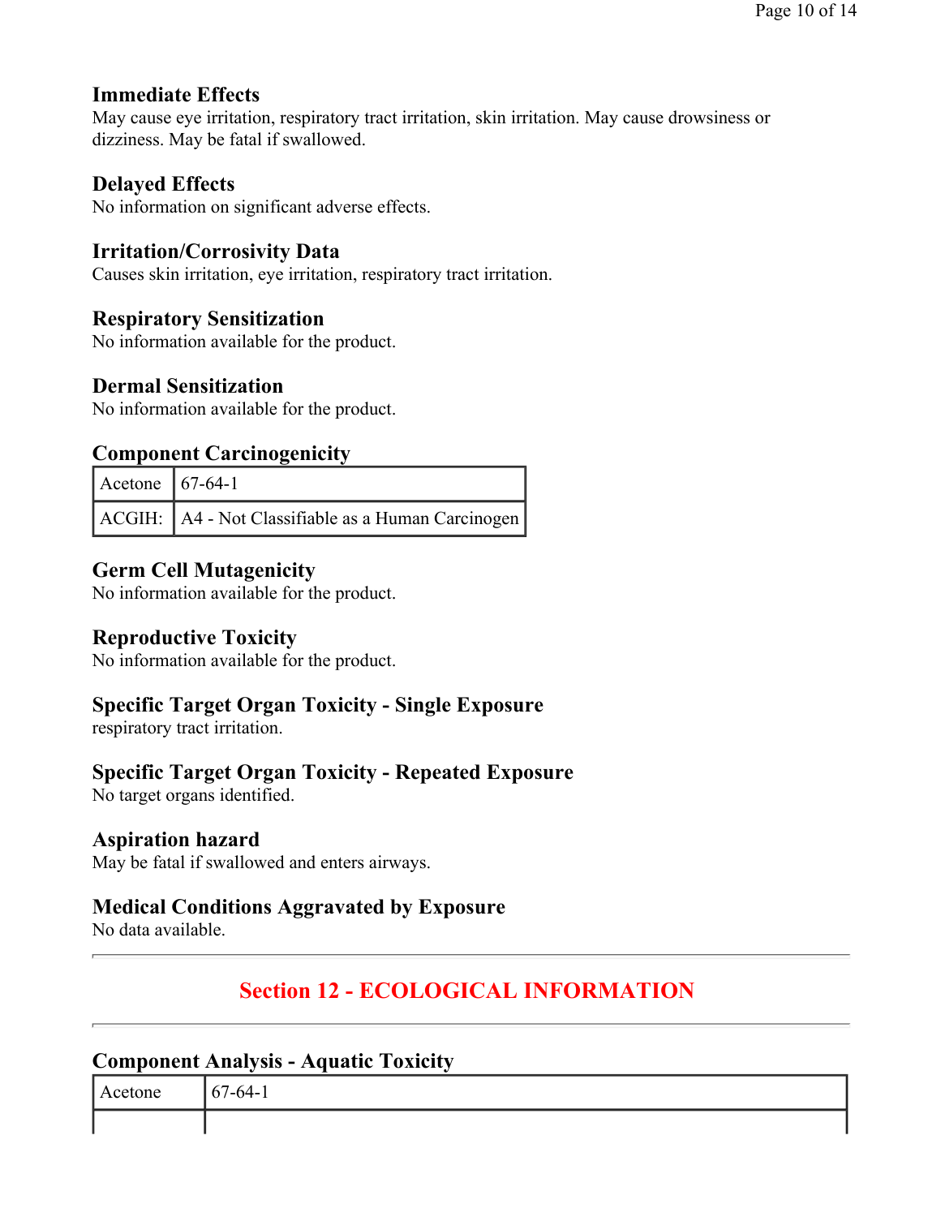### Immediate Effects

May cause eye irritation, respiratory tract irritation, skin irritation. May cause drowsiness or dizziness. May be fatal if swallowed.

### Delayed Effects

No information on significant adverse effects.

### Irritation/Corrosivity Data

Causes skin irritation, eye irritation, respiratory tract irritation.

### Respiratory Sensitization

No information available for the product.

### Dermal Sensitization

No information available for the product.

### Component Carcinogenicity

| Acetone | 67-64-1 |
|---|---|
| ACGIH: | A4 - Not Classifiable as a Human Carcinogen |

### Germ Cell Mutagenicity

No information available for the product.

### Reproductive Toxicity

No information available for the product.

### Specific Target Organ Toxicity - Single Exposure

respiratory tract irritation.

### Specific Target Organ Toxicity - Repeated Exposure

No target organs identified.

### Aspiration hazard

May be fatal if swallowed and enters airways.

### Medical Conditions Aggravated by Exposure

No data available.

---

## Section 12 - ECOLOGICAL INFORMATION

---

### Component Analysis - Aquatic Toxicity

| Acetone | 67-64-1 |
|---|---|
| | |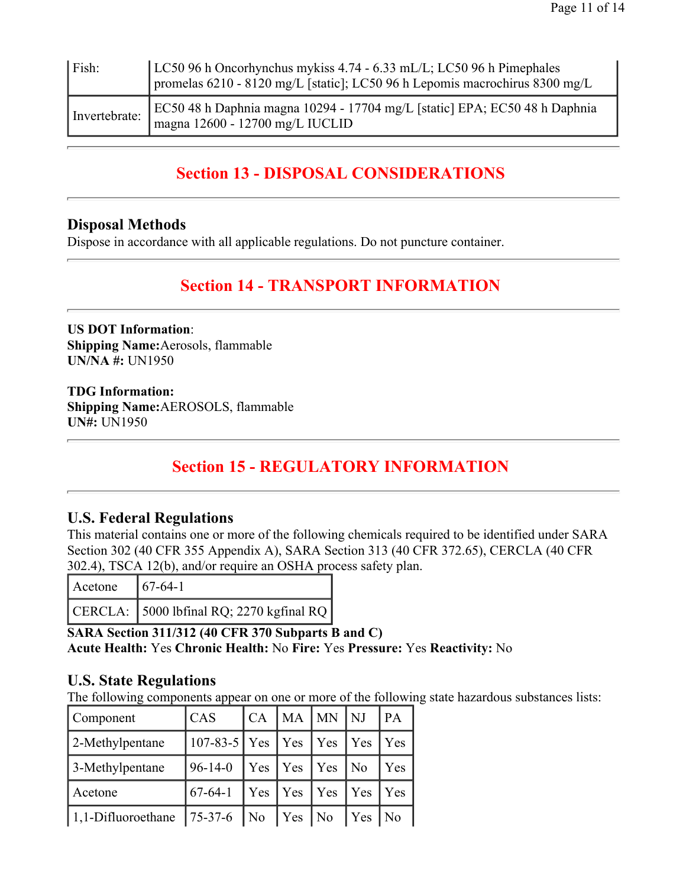| Fish: | LC50 96 h Oncorhynchus mykiss 4.74 - 6.33 mL/L; LC50 96 h Pimephales promelas 6210 - 8120 mg/L [static]; LC50 96 h Lepomis macrochirus 8300 mg/L |
|---|---|
| Invertebrate: | EC50 48 h Daphnia magna 10294 - 17704 mg/L [static] EPA; EC50 48 h Daphnia magna 12600 - 12700 mg/L IUCLID |

## Section 13 - DISPOSAL CONSIDERATIONS

### Disposal Methods

Dispose in accordance with all applicable regulations. Do not puncture container.

## Section 14 - TRANSPORT INFORMATION

**US DOT Information**:
**Shipping Name:**Aerosols, flammable
**UN/NA #:** UN1950

**TDG Information:**
**Shipping Name:**AEROSOLS, flammable
**UN#:** UN1950

## Section 15 - REGULATORY INFORMATION

### U.S. Federal Regulations

This material contains one or more of the following chemicals required to be identified under SARA Section 302 (40 CFR 355 Appendix A), SARA Section 313 (40 CFR 372.65), CERCLA (40 CFR 302.4), TSCA 12(b), and/or require an OSHA process safety plan.

| Acetone | 67-64-1 |
|---|---|
| CERCLA: | 5000 lbfinal RQ; 2270 kgfinal RQ |

**SARA Section 311/312 (40 CFR 370 Subparts B and C)**
**Acute Health:** Yes **Chronic Health:** No **Fire:** Yes **Pressure:** Yes **Reactivity:** No

### U.S. State Regulations

The following components appear on one or more of the following state hazardous substances lists:

| Component | CAS | CA | MA | MN | NJ | PA |
|---|---|---|---|---|---|---|
| 2-Methylpentane | 107-83-5 | Yes | Yes | Yes | Yes | Yes |
| 3-Methylpentane | 96-14-0 | Yes | Yes | Yes | No | Yes |
| Acetone | 67-64-1 | Yes | Yes | Yes | Yes | Yes |
| 1,1-Difluoroethane | 75-37-6 | No | Yes | No | Yes | No |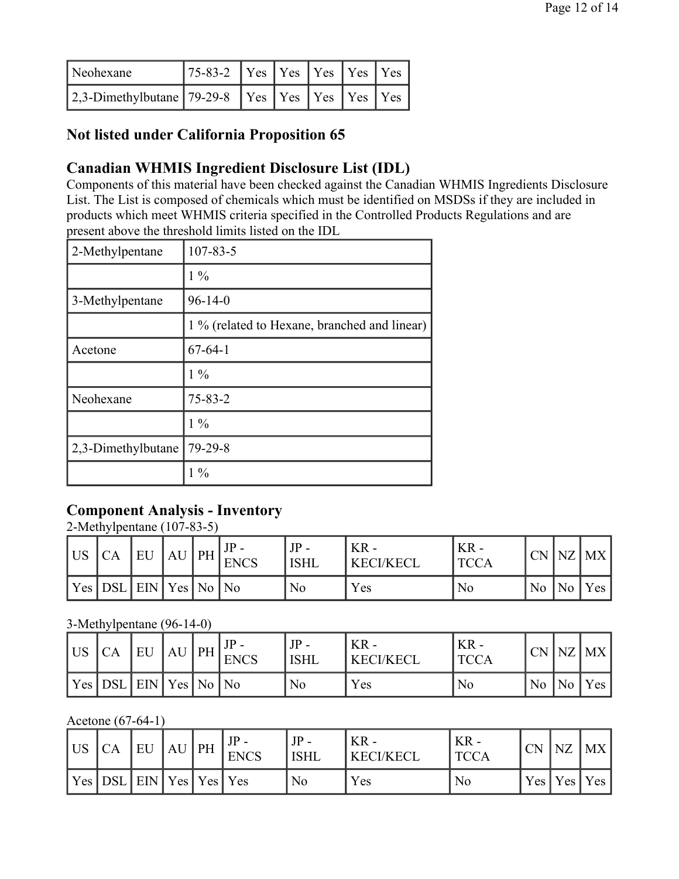| Neohexane | 75-83-2 | Yes | Yes | Yes | Yes | Yes |
|---|---|---|---|---|---|---|
| 2,3-Dimethylbutane | 79-29-8 | Yes | Yes | Yes | Yes | Yes |

## Not listed under California Proposition 65

## Canadian WHMIS Ingredient Disclosure List (IDL)

Components of this material have been checked against the Canadian WHMIS Ingredients Disclosure List. The List is composed of chemicals which must be identified on MSDSs if they are included in products which meet WHMIS criteria specified in the Controlled Products Regulations and are present above the threshold limits listed on the IDL

| 2-Methylpentane | 107-83-5 |
|---|---|
| | 1 % |
| 3-Methylpentane | 96-14-0 |
| | 1 % (related to Hexane, branched and linear) |
| Acetone | 67-64-1 |
| | 1 % |
| Neohexane | 75-83-2 |
| | 1 % |
| 2,3-Dimethylbutane | 79-29-8 |
| | 1 % |

## Component Analysis - Inventory

2-Methylpentane (107-83-5)

| US | CA | EU | AU | PH | JP - ENCS | JP - ISHL | KR - KECI/KECL | KR - TCCA | CN | NZ | MX |
|---|---|---|---|---|---|---|---|---|---|---|---|
| Yes | DSL | EIN | Yes | No | No | No | Yes | No | No | No | Yes |

3-Methylpentane (96-14-0)

| US | CA | EU | AU | PH | JP - ENCS | JP - ISHL | KR - KECI/KECL | KR - TCCA | CN | NZ | MX |
|---|---|---|---|---|---|---|---|---|---|---|---|
| Yes | DSL | EIN | Yes | No | No | No | Yes | No | No | No | Yes |

Acetone (67-64-1)

| US | CA | EU | AU | PH | JP - ENCS | JP - ISHL | KR - KECI/KECL | KR - TCCA | CN | NZ | MX |
|---|---|---|---|---|---|---|---|---|---|---|---|
| Yes | DSL | EIN | Yes | Yes | Yes | No | Yes | No | Yes | Yes | Yes |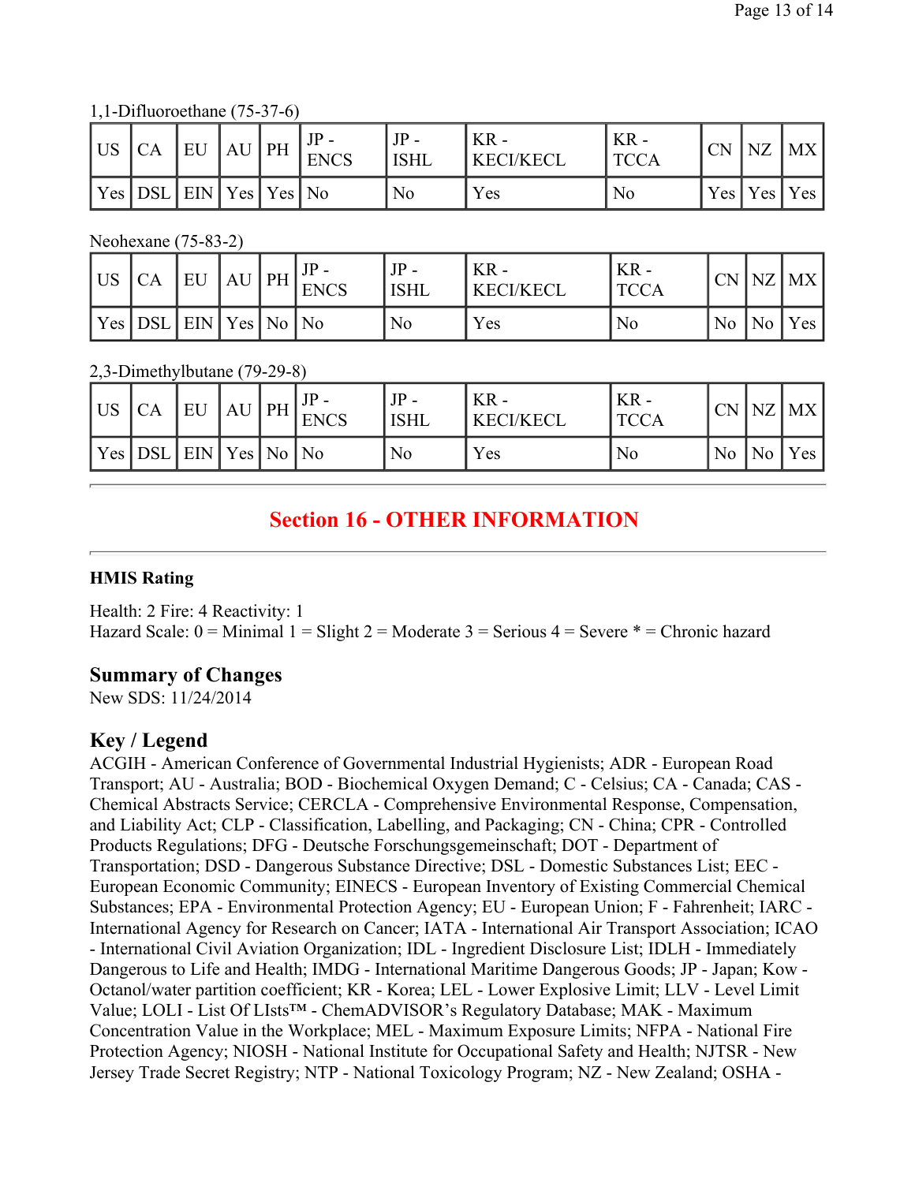1,1-Difluoroethane (75-37-6)

| US | CA | EU | AU | PH | JP - ENCS | JP - ISHL | KR - KECI/KECL | KR - TCCA | CN | NZ | MX |
|---|---|---|---|---|---|---|---|---|---|---|---|
| Yes | DSL | EIN | Yes | Yes | No | No | Yes | No | Yes | Yes | Yes |

Neohexane (75-83-2)

| US | CA | EU | AU | PH | JP - ENCS | JP - ISHL | KR - KECI/KECL | KR - TCCA | CN | NZ | MX |
|---|---|---|---|---|---|---|---|---|---|---|---|
| Yes | DSL | EIN | Yes | No | No | No | Yes | No | No | No | Yes |

2,3-Dimethylbutane (79-29-8)

| US | CA | EU | AU | PH | JP - ENCS | JP - ISHL | KR - KECI/KECL | KR - TCCA | CN | NZ | MX |
|---|---|---|---|---|---|---|---|---|---|---|---|
| Yes | DSL | EIN | Yes | No | No | No | Yes | No | No | No | Yes |

## Section 16 - OTHER INFORMATION

**HMIS Rating**

Health: 2 Fire: 4 Reactivity: 1
Hazard Scale: 0 = Minimal 1 = Slight 2 = Moderate 3 = Serious 4 = Severe * = Chronic hazard

### Summary of Changes

New SDS: 11/24/2014

### Key / Legend

ACGIH - American Conference of Governmental Industrial Hygienists; ADR - European Road Transport; AU - Australia; BOD - Biochemical Oxygen Demand; C - Celsius; CA - Canada; CAS - Chemical Abstracts Service; CERCLA - Comprehensive Environmental Response, Compensation, and Liability Act; CLP - Classification, Labelling, and Packaging; CN - China; CPR - Controlled Products Regulations; DFG - Deutsche Forschungsgemeinschaft; DOT - Department of Transportation; DSD - Dangerous Substance Directive; DSL - Domestic Substances List; EEC - European Economic Community; EINECS - European Inventory of Existing Commercial Chemical Substances; EPA - Environmental Protection Agency; EU - European Union; F - Fahrenheit; IARC - International Agency for Research on Cancer; IATA - International Air Transport Association; ICAO - International Civil Aviation Organization; IDL - Ingredient Disclosure List; IDLH - Immediately Dangerous to Life and Health; IMDG - International Maritime Dangerous Goods; JP - Japan; Kow - Octanol/water partition coefficient; KR - Korea; LEL - Lower Explosive Limit; LLV - Level Limit Value; LOLI - List Of LIsts™ - ChemADVISOR's Regulatory Database; MAK - Maximum Concentration Value in the Workplace; MEL - Maximum Exposure Limits; NFPA - National Fire Protection Agency; NIOSH - National Institute for Occupational Safety and Health; NJTSR - New Jersey Trade Secret Registry; NTP - National Toxicology Program; NZ - New Zealand; OSHA -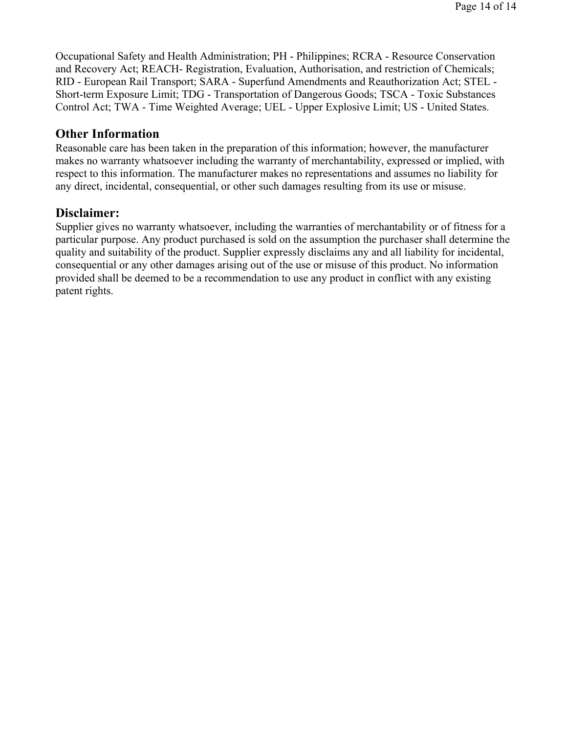Occupational Safety and Health Administration; PH - Philippines; RCRA - Resource Conservation and Recovery Act; REACH- Registration, Evaluation, Authorisation, and restriction of Chemicals; RID - European Rail Transport; SARA - Superfund Amendments and Reauthorization Act; STEL - Short-term Exposure Limit; TDG - Transportation of Dangerous Goods; TSCA - Toxic Substances Control Act; TWA - Time Weighted Average; UEL - Upper Explosive Limit; US - United States.

## Other Information

Reasonable care has been taken in the preparation of this information; however, the manufacturer makes no warranty whatsoever including the warranty of merchantability, expressed or implied, with respect to this information. The manufacturer makes no representations and assumes no liability for any direct, incidental, consequential, or other such damages resulting from its use or misuse.

## Disclaimer:

Supplier gives no warranty whatsoever, including the warranties of merchantability or of fitness for a particular purpose. Any product purchased is sold on the assumption the purchaser shall determine the quality and suitability of the product. Supplier expressly disclaims any and all liability for incidental, consequential or any other damages arising out of the use or misuse of this product. No information provided shall be deemed to be a recommendation to use any product in conflict with any existing patent rights.